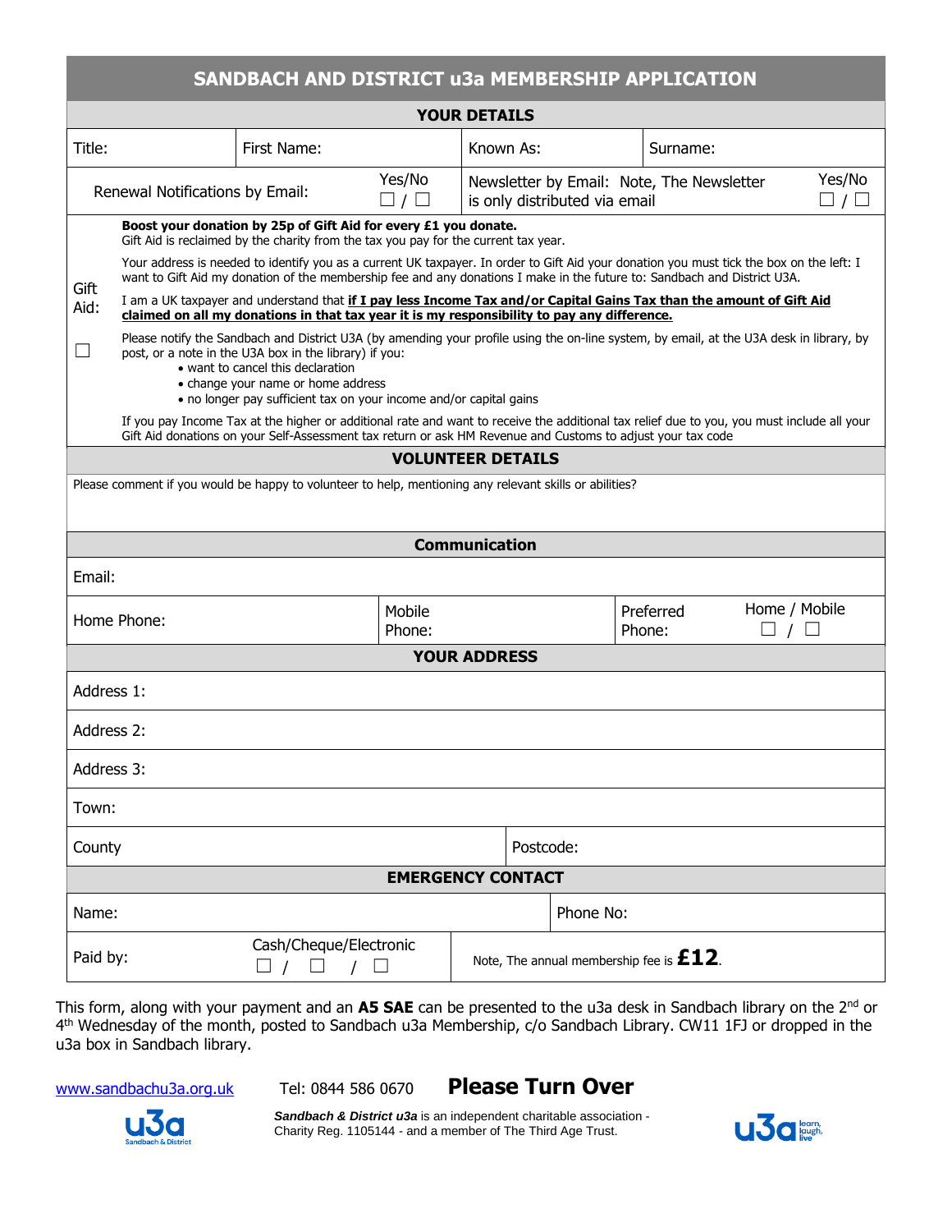# SANDBACH AND DISTRICT u3a MEMBERSHIP APPLICATION

## YOUR DETAILS

| Title: | First Name: | Known As: | Surname: |
|---|---|---|---|

| Renewal Notifications by Email: | Yes/No ☐ / ☐ | Newsletter by Email: Note, The Newsletter is only distributed via email | Yes/No ☐ / ☐ |
|---|---|---|---|

**Gift Aid:** ☐

**Boost your donation by 25p of Gift Aid for every £1 you donate.**
Gift Aid is reclaimed by the charity from the tax you pay for the current tax year.

Your address is needed to identify you as a current UK taxpayer. In order to Gift Aid your donation you must tick the box on the left: I want to Gift Aid my donation of the membership fee and any donations I make in the future to: Sandbach and District U3A.

I am a UK taxpayer and understand that **if I pay less Income Tax and/or Capital Gains Tax than the amount of Gift Aid claimed on all my donations in that tax year it is my responsibility to pay any difference.**

Please notify the Sandbach and District U3A (by amending your profile using the on-line system, by email, at the U3A desk in library, by post, or a note in the U3A box in the library) if you:

- want to cancel this declaration
- change your name or home address
- no longer pay sufficient tax on your income and/or capital gains

If you pay Income Tax at the higher or additional rate and want to receive the additional tax relief due to you, you must include all your Gift Aid donations on your Self-Assessment tax return or ask HM Revenue and Customs to adjust your tax code

## VOLUNTEER DETAILS

Please comment if you would be happy to volunteer to help, mentioning any relevant skills or abilities?

## Communication

| Email: | | | |
|---|---|---|---|
| Home Phone: | Mobile Phone: | Preferred Phone: | Home / Mobile ☐ / ☐ |

## YOUR ADDRESS

| Address 1: | |
|---|---|
| Address 2: | |
| Address 3: | |
| Town: | |
| County | Postcode: |

## EMERGENCY CONTACT

| Name: | Phone No: |
|---|---|
| Paid by: Cash/Cheque/Electronic ☐ / ☐ / ☐ | Note, The annual membership fee is **£12**. |

This form, along with your payment and an **A5 SAE** can be presented to the u3a desk in Sandbach library on the 2nd or 4th Wednesday of the month, posted to Sandbach u3a Membership, c/o Sandbach Library. CW11 1FJ or dropped in the u3a box in Sandbach library.

www.sandbachu3a.org.uk Tel: 0844 586 0670 **Please Turn Over**

***Sandbach & District u3a*** is an independent charitable association - Charity Reg. 1105144 - and a member of The Third Age Trust.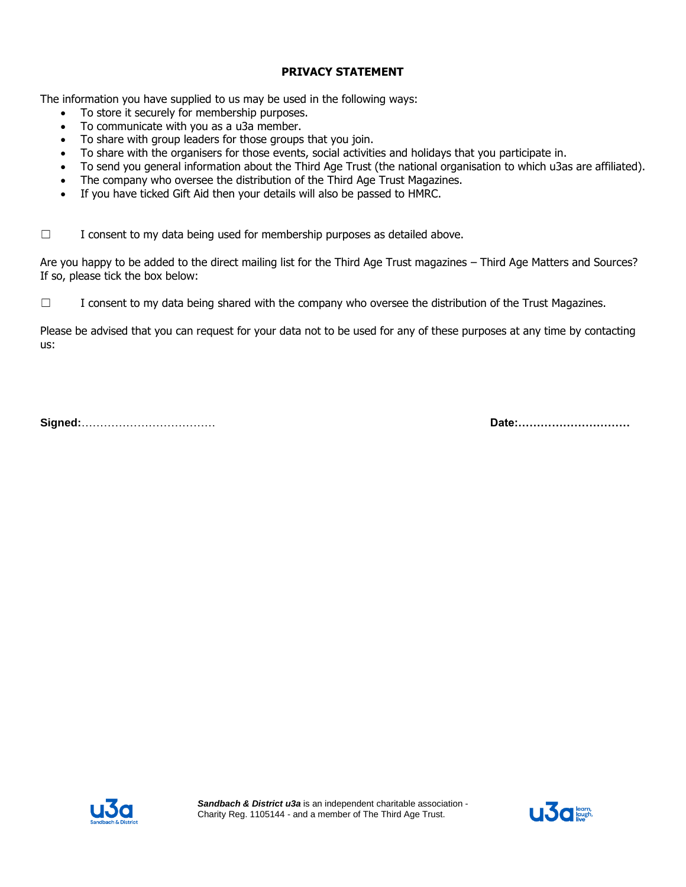**PRIVACY STATEMENT**

The information you have supplied to us may be used in the following ways:

- To store it securely for membership purposes.
- To communicate with you as a u3a member.
- To share with group leaders for those groups that you join.
- To share with the organisers for those events, social activities and holidays that you participate in.
- To send you general information about the Third Age Trust (the national organisation to which u3as are affiliated).
- The company who oversee the distribution of the Third Age Trust Magazines.
- If you have ticked Gift Aid then your details will also be passed to HMRC.

☐ I consent to my data being used for membership purposes as detailed above.

Are you happy to be added to the direct mailing list for the Third Age Trust magazines – Third Age Matters and Sources? If so, please tick the box below:

☐ I consent to my data being shared with the company who oversee the distribution of the Trust Magazines.

Please be advised that you can request for your data not to be used for any of these purposes at any time by contacting us:

**Signed:**……………………………… **Date:…………………………**

***Sandbach & District u3a*** is an independent charitable association - Charity Reg. 1105144 - and a member of The Third Age Trust.